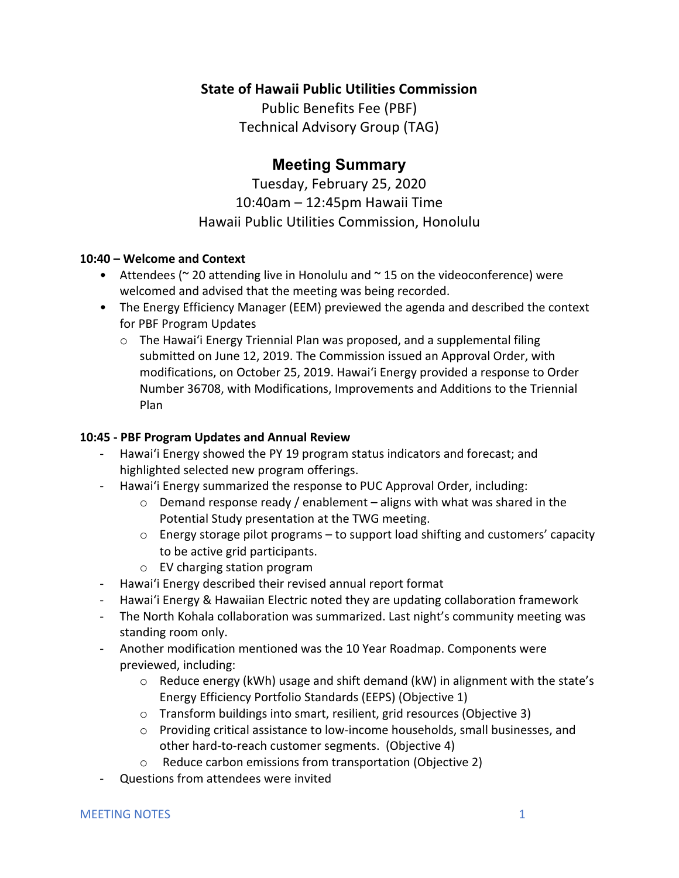**State of Hawaii Public Utilities Commission**

Public Benefits Fee (PBF)
Technical Advisory Group (TAG)

# Meeting Summary

Tuesday, February 25, 2020
10:40am – 12:45pm Hawaii Time
Hawaii Public Utilities Commission, Honolulu

**10:40 – Welcome and Context**

- Attendees (~ 20 attending live in Honolulu and ~ 15 on the videoconference) were welcomed and advised that the meeting was being recorded.
- The Energy Efficiency Manager (EEM) previewed the agenda and described the context for PBF Program Updates
  - The Hawaiʻi Energy Triennial Plan was proposed, and a supplemental filing submitted on June 12, 2019. The Commission issued an Approval Order, with modifications, on October 25, 2019. Hawaiʻi Energy provided a response to Order Number 36708, with Modifications, Improvements and Additions to the Triennial Plan

**10:45 - PBF Program Updates and Annual Review**

- Hawaiʻi Energy showed the PY 19 program status indicators and forecast; and highlighted selected new program offerings.
- Hawaiʻi Energy summarized the response to PUC Approval Order, including:
  - Demand response ready / enablement – aligns with what was shared in the Potential Study presentation at the TWG meeting.
  - Energy storage pilot programs – to support load shifting and customers' capacity to be active grid participants.
  - EV charging station program
- Hawaiʻi Energy described their revised annual report format
- Hawaiʻi Energy & Hawaiian Electric noted they are updating collaboration framework
- The North Kohala collaboration was summarized. Last night's community meeting was standing room only.
- Another modification mentioned was the 10 Year Roadmap. Components were previewed, including:
  - Reduce energy (kWh) usage and shift demand (kW) in alignment with the state's Energy Efficiency Portfolio Standards (EEPS) (Objective 1)
  - Transform buildings into smart, resilient, grid resources (Objective 3)
  - Providing critical assistance to low-income households, small businesses, and other hard-to-reach customer segments. (Objective 4)
  - Reduce carbon emissions from transportation (Objective 2)
- Questions from attendees were invited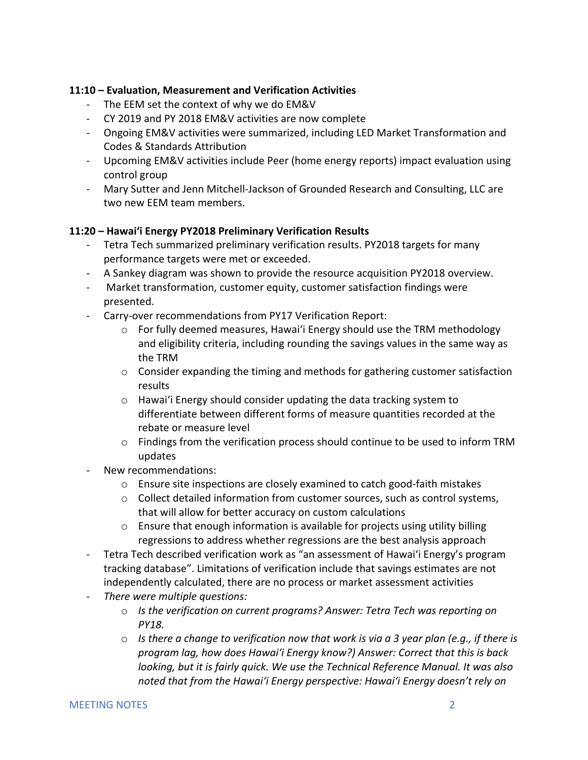**11:10 – Evaluation, Measurement and Verification Activities**

- The EEM set the context of why we do EM&V
- CY 2019 and PY 2018 EM&V activities are now complete
- Ongoing EM&V activities were summarized, including LED Market Transformation and Codes & Standards Attribution
- Upcoming EM&V activities include Peer (home energy reports) impact evaluation using control group
- Mary Sutter and Jenn Mitchell-Jackson of Grounded Research and Consulting, LLC are two new EEM team members.

**11:20 – Hawaiʻi Energy PY2018 Preliminary Verification Results**

- Tetra Tech summarized preliminary verification results. PY2018 targets for many performance targets were met or exceeded.
- A Sankey diagram was shown to provide the resource acquisition PY2018 overview.
- Market transformation, customer equity, customer satisfaction findings were presented.
- Carry-over recommendations from PY17 Verification Report:
  - For fully deemed measures, Hawaiʻi Energy should use the TRM methodology and eligibility criteria, including rounding the savings values in the same way as the TRM
  - Consider expanding the timing and methods for gathering customer satisfaction results
  - Hawaiʻi Energy should consider updating the data tracking system to differentiate between different forms of measure quantities recorded at the rebate or measure level
  - Findings from the verification process should continue to be used to inform TRM updates
- New recommendations:
  - Ensure site inspections are closely examined to catch good-faith mistakes
  - Collect detailed information from customer sources, such as control systems, that will allow for better accuracy on custom calculations
  - Ensure that enough information is available for projects using utility billing regressions to address whether regressions are the best analysis approach
- Tetra Tech described verification work as "an assessment of Hawaiʻi Energy's program tracking database". Limitations of verification include that savings estimates are not independently calculated, there are no process or market assessment activities
- *There were multiple questions:*
  - *Is the verification on current programs? Answer: Tetra Tech was reporting on PY18.*
  - *Is there a change to verification now that work is via a 3 year plan (e.g., if there is program lag, how does Hawaiʻi Energy know?) Answer: Correct that this is back looking, but it is fairly quick. We use the Technical Reference Manual. It was also noted that from the Hawaiʻi Energy perspective: Hawaiʻi Energy doesn't rely on*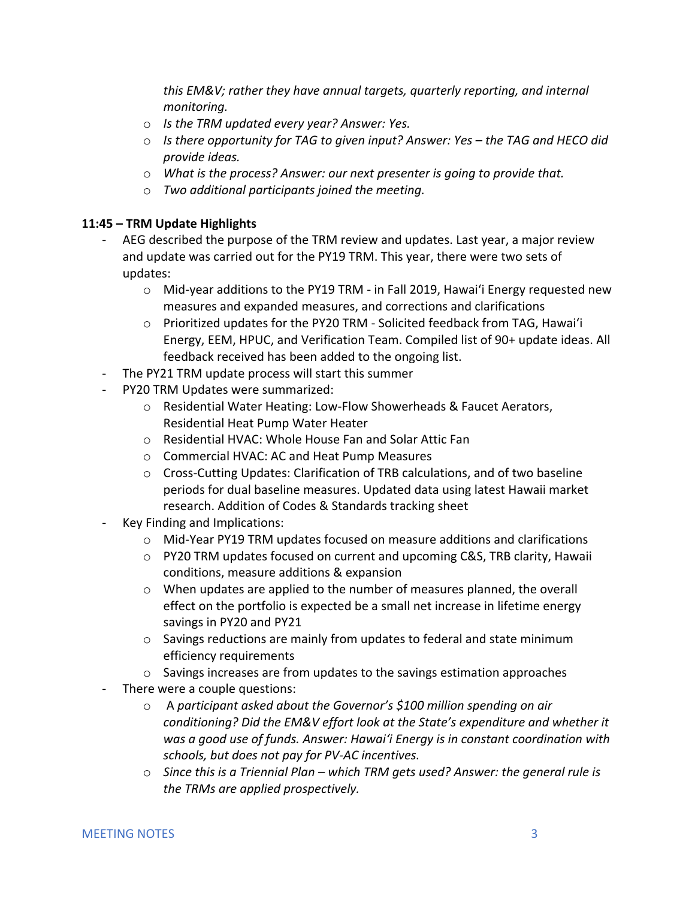*this EM&V; rather they have annual targets, quarterly reporting, and internal monitoring.*

- *Is the TRM updated every year? Answer: Yes.*
- *Is there opportunity for TAG to given input? Answer: Yes – the TAG and HECO did provide ideas.*
- *What is the process? Answer: our next presenter is going to provide that.*
- *Two additional participants joined the meeting.*

**11:45 – TRM Update Highlights**

- AEG described the purpose of the TRM review and updates. Last year, a major review and update was carried out for the PY19 TRM. This year, there were two sets of updates:
  - Mid-year additions to the PY19 TRM - in Fall 2019, Hawaiʻi Energy requested new measures and expanded measures, and corrections and clarifications
  - Prioritized updates for the PY20 TRM - Solicited feedback from TAG, Hawaiʻi Energy, EEM, HPUC, and Verification Team. Compiled list of 90+ update ideas. All feedback received has been added to the ongoing list.
- The PY21 TRM update process will start this summer
- PY20 TRM Updates were summarized:
  - Residential Water Heating: Low-Flow Showerheads & Faucet Aerators, Residential Heat Pump Water Heater
  - Residential HVAC: Whole House Fan and Solar Attic Fan
  - Commercial HVAC: AC and Heat Pump Measures
  - Cross-Cutting Updates: Clarification of TRB calculations, and of two baseline periods for dual baseline measures. Updated data using latest Hawaii market research. Addition of Codes & Standards tracking sheet
- Key Finding and Implications:
  - Mid-Year PY19 TRM updates focused on measure additions and clarifications
  - PY20 TRM updates focused on current and upcoming C&S, TRB clarity, Hawaii conditions, measure additions & expansion
  - When updates are applied to the number of measures planned, the overall effect on the portfolio is expected be a small net increase in lifetime energy savings in PY20 and PY21
  - Savings reductions are mainly from updates to federal and state minimum efficiency requirements
  - Savings increases are from updates to the savings estimation approaches
- There were a couple questions:
  - A *participant asked about the Governor's $100 million spending on air conditioning? Did the EM&V effort look at the State's expenditure and whether it was a good use of funds. Answer: Hawaiʻi Energy is in constant coordination with schools, but does not pay for PV-AC incentives.*
  - *Since this is a Triennial Plan – which TRM gets used? Answer: the general rule is the TRMs are applied prospectively.*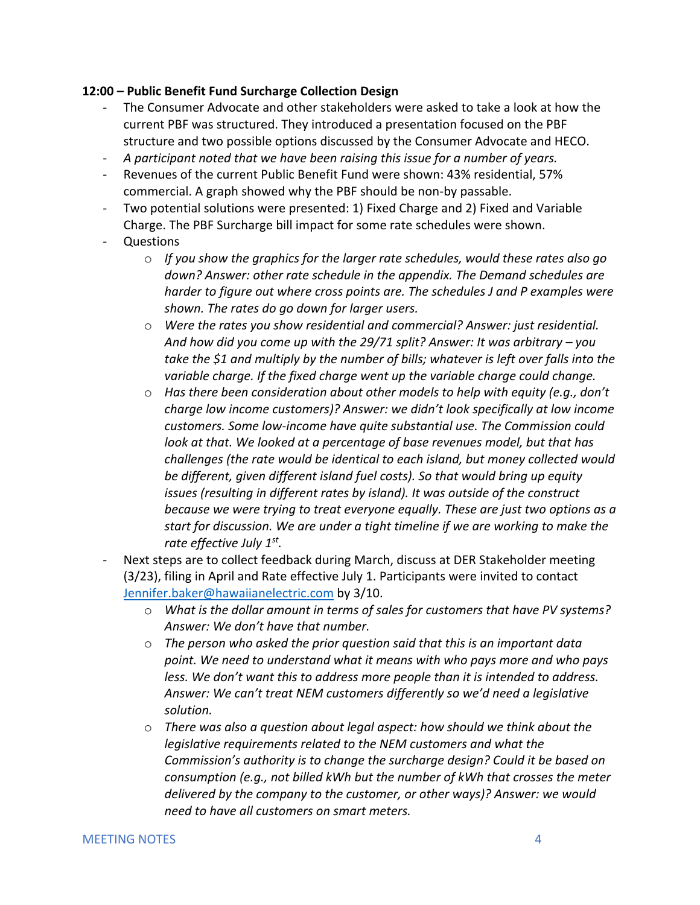**12:00 – Public Benefit Fund Surcharge Collection Design**

- The Consumer Advocate and other stakeholders were asked to take a look at how the current PBF was structured. They introduced a presentation focused on the PBF structure and two possible options discussed by the Consumer Advocate and HECO.
- *A participant noted that we have been raising this issue for a number of years.*
- Revenues of the current Public Benefit Fund were shown: 43% residential, 57% commercial. A graph showed why the PBF should be non-by passable.
- Two potential solutions were presented: 1) Fixed Charge and 2) Fixed and Variable Charge. The PBF Surcharge bill impact for some rate schedules were shown.
- Questions
  - *If you show the graphics for the larger rate schedules, would these rates also go down? Answer: other rate schedule in the appendix. The Demand schedules are harder to figure out where cross points are. The schedules J and P examples were shown. The rates do go down for larger users.*
  - *Were the rates you show residential and commercial? Answer: just residential. And how did you come up with the 29/71 split? Answer: It was arbitrary – you take the $1 and multiply by the number of bills; whatever is left over falls into the variable charge. If the fixed charge went up the variable charge could change.*
  - *Has there been consideration about other models to help with equity (e.g., don't charge low income customers)? Answer: we didn't look specifically at low income customers. Some low-income have quite substantial use. The Commission could look at that. We looked at a percentage of base revenues model, but that has challenges (the rate would be identical to each island, but money collected would be different, given different island fuel costs). So that would bring up equity issues (resulting in different rates by island). It was outside of the construct because we were trying to treat everyone equally. These are just two options as a start for discussion. We are under a tight timeline if we are working to make the rate effective July 1st.*
- Next steps are to collect feedback during March, discuss at DER Stakeholder meeting (3/23), filing in April and Rate effective July 1. Participants were invited to contact Jennifer.baker@hawaiianelectric.com by 3/10.
  - *What is the dollar amount in terms of sales for customers that have PV systems? Answer: We don't have that number.*
  - *The person who asked the prior question said that this is an important data point. We need to understand what it means with who pays more and who pays less. We don't want this to address more people than it is intended to address. Answer: We can't treat NEM customers differently so we'd need a legislative solution.*
  - *There was also a question about legal aspect: how should we think about the legislative requirements related to the NEM customers and what the Commission's authority is to change the surcharge design? Could it be based on consumption (e.g., not billed kWh but the number of kWh that crosses the meter delivered by the company to the customer, or other ways)? Answer: we would need to have all customers on smart meters.*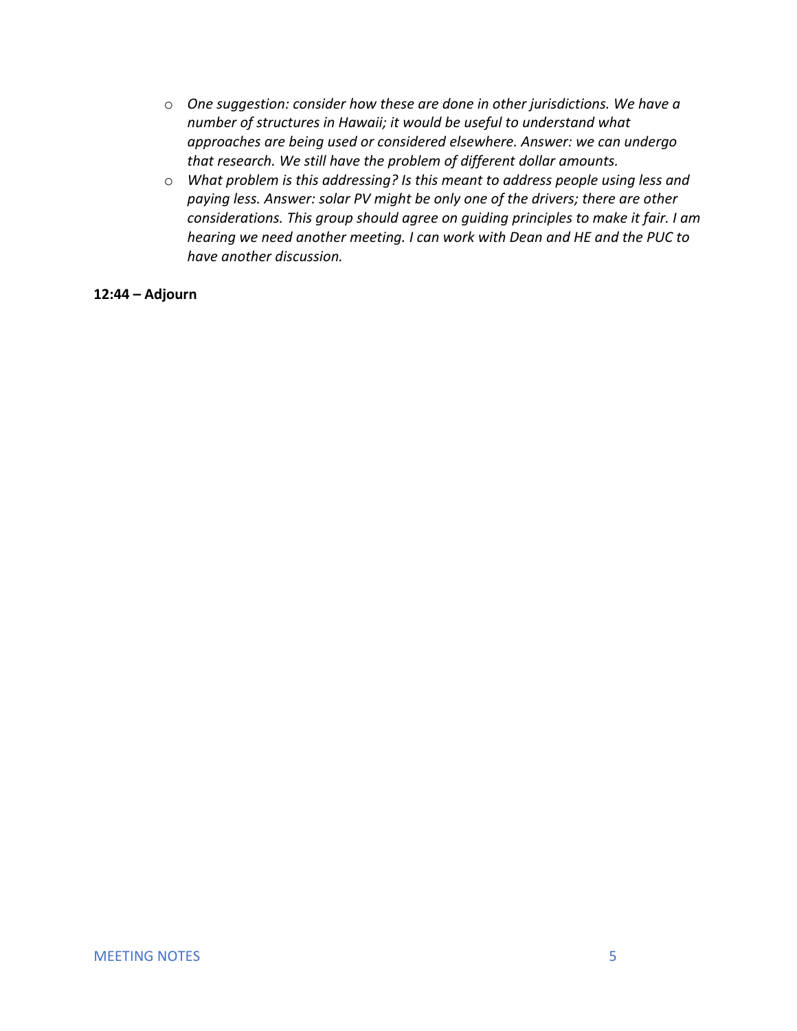- *One suggestion: consider how these are done in other jurisdictions. We have a number of structures in Hawaii; it would be useful to understand what approaches are being used or considered elsewhere. Answer: we can undergo that research. We still have the problem of different dollar amounts.*
- *What problem is this addressing? Is this meant to address people using less and paying less. Answer: solar PV might be only one of the drivers; there are other considerations. This group should agree on guiding principles to make it fair. I am hearing we need another meeting. I can work with Dean and HE and the PUC to have another discussion.*

**12:44 – Adjourn**